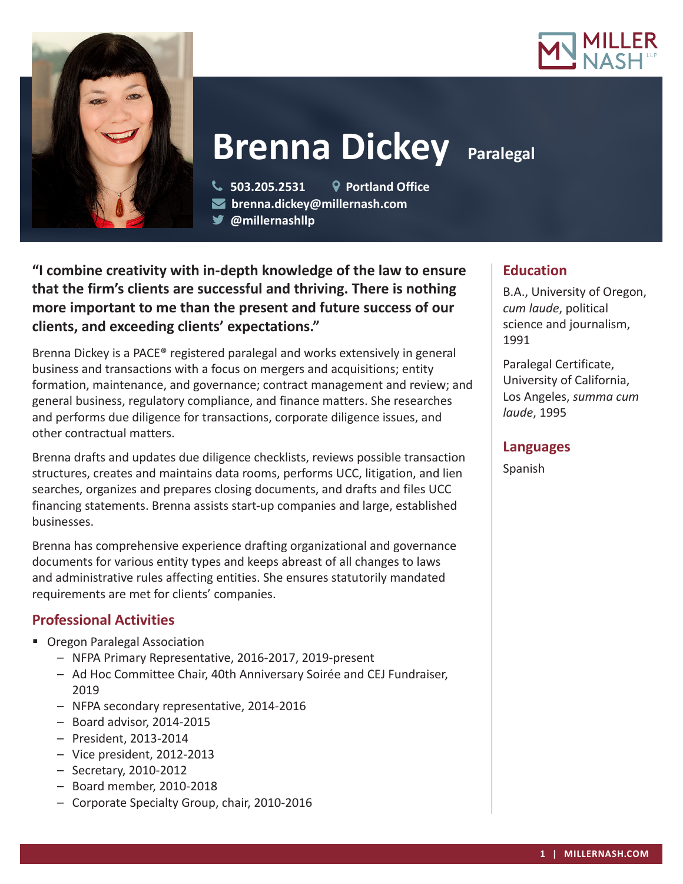# Brenna Dickey

**Paralegal**

503.205.2531
Portland Office
brenna.dickey@millernash.com
@millernashllp

**"I combine creativity with in-depth knowledge of the law to ensure that the firm's clients are successful and thriving. There is nothing more important to me than the present and future success of our clients, and exceeding clients' expectations."**

Brenna Dickey is a PACE® registered paralegal and works extensively in general business and transactions with a focus on mergers and acquisitions; entity formation, maintenance, and governance; contract management and review; and general business, regulatory compliance, and finance matters. She researches and performs due diligence for transactions, corporate diligence issues, and other contractual matters.

Brenna drafts and updates due diligence checklists, reviews possible transaction structures, creates and maintains data rooms, performs UCC, litigation, and lien searches, organizes and prepares closing documents, and drafts and files UCC financing statements. Brenna assists start-up companies and large, established businesses.

Brenna has comprehensive experience drafting organizational and governance documents for various entity types and keeps abreast of all changes to laws and administrative rules affecting entities. She ensures statutorily mandated requirements are met for clients' companies.

## Professional Activities

- Oregon Paralegal Association
  - NFPA Primary Representative, 2016-2017, 2019-present
  - Ad Hoc Committee Chair, 40th Anniversary Soirée and CEJ Fundraiser, 2019
  - NFPA secondary representative, 2014-2016
  - Board advisor, 2014-2015
  - President, 2013-2014
  - Vice president, 2012-2013
  - Secretary, 2010-2012
  - Board member, 2010-2018
  - Corporate Specialty Group, chair, 2010-2016

## Education

B.A., University of Oregon, *cum laude*, political science and journalism, 1991

Paralegal Certificate, University of California, Los Angeles, *summa cum laude*, 1995

## Languages

Spanish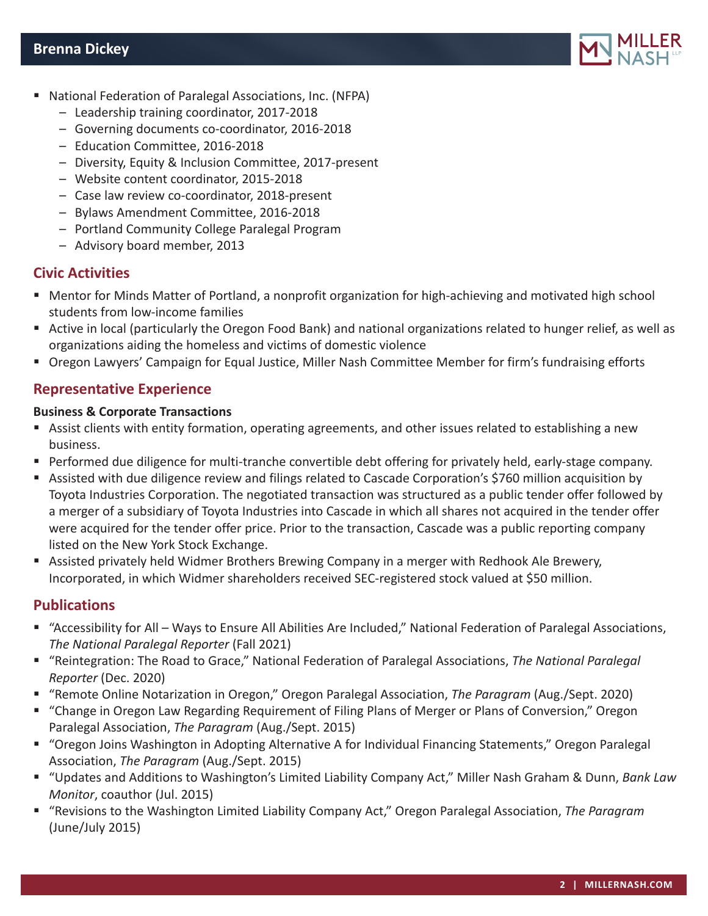- National Federation of Paralegal Associations, Inc. (NFPA)
  - Leadership training coordinator, 2017-2018
  - Governing documents co-coordinator, 2016-2018
  - Education Committee, 2016-2018
  - Diversity, Equity & Inclusion Committee, 2017-present
  - Website content coordinator, 2015-2018
  - Case law review co-coordinator, 2018-present
  - Bylaws Amendment Committee, 2016-2018
  - Portland Community College Paralegal Program
  - Advisory board member, 2013

## Civic Activities

- Mentor for Minds Matter of Portland, a nonprofit organization for high-achieving and motivated high school students from low-income families
- Active in local (particularly the Oregon Food Bank) and national organizations related to hunger relief, as well as organizations aiding the homeless and victims of domestic violence
- Oregon Lawyers' Campaign for Equal Justice, Miller Nash Committee Member for firm's fundraising efforts

## Representative Experience

**Business & Corporate Transactions**

- Assist clients with entity formation, operating agreements, and other issues related to establishing a new business.
- Performed due diligence for multi-tranche convertible debt offering for privately held, early-stage company.
- Assisted with due diligence review and filings related to Cascade Corporation's $760 million acquisition by Toyota Industries Corporation. The negotiated transaction was structured as a public tender offer followed by a merger of a subsidiary of Toyota Industries into Cascade in which all shares not acquired in the tender offer were acquired for the tender offer price. Prior to the transaction, Cascade was a public reporting company listed on the New York Stock Exchange.
- Assisted privately held Widmer Brothers Brewing Company in a merger with Redhook Ale Brewery, Incorporated, in which Widmer shareholders received SEC-registered stock valued at $50 million.

## Publications

- "Accessibility for All – Ways to Ensure All Abilities Are Included," National Federation of Paralegal Associations, *The National Paralegal Reporter* (Fall 2021)
- "Reintegration: The Road to Grace," National Federation of Paralegal Associations, *The National Paralegal Reporter* (Dec. 2020)
- "Remote Online Notarization in Oregon," Oregon Paralegal Association, *The Paragram* (Aug./Sept. 2020)
- "Change in Oregon Law Regarding Requirement of Filing Plans of Merger or Plans of Conversion," Oregon Paralegal Association, *The Paragram* (Aug./Sept. 2015)
- "Oregon Joins Washington in Adopting Alternative A for Individual Financing Statements," Oregon Paralegal Association, *The Paragram* (Aug./Sept. 2015)
- "Updates and Additions to Washington's Limited Liability Company Act," Miller Nash Graham & Dunn, *Bank Law Monitor*, coauthor (Jul. 2015)
- "Revisions to the Washington Limited Liability Company Act," Oregon Paralegal Association, *The Paragram* (June/July 2015)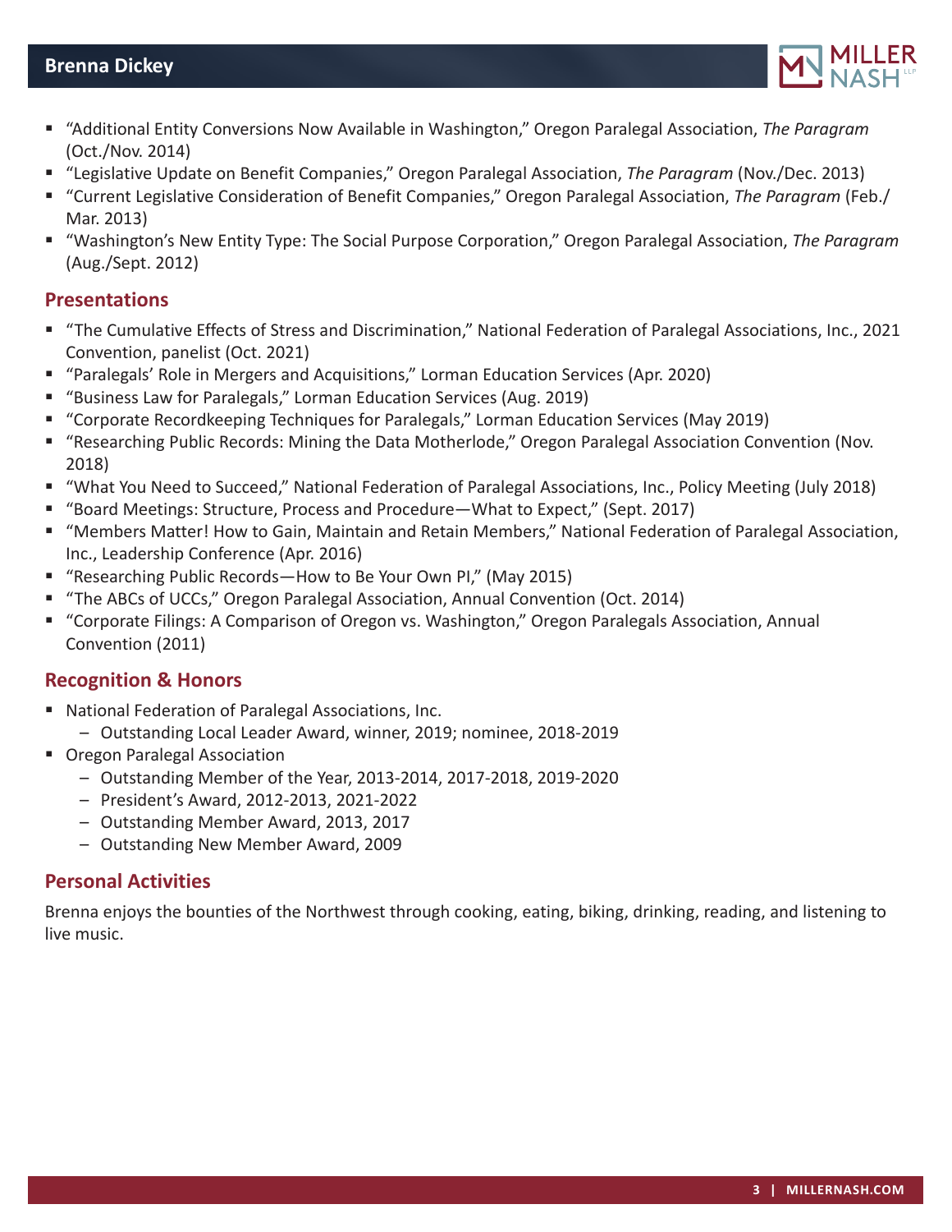- "Additional Entity Conversions Now Available in Washington," Oregon Paralegal Association, *The Paragram* (Oct./Nov. 2014)
- "Legislative Update on Benefit Companies," Oregon Paralegal Association, *The Paragram* (Nov./Dec. 2013)
- "Current Legislative Consideration of Benefit Companies," Oregon Paralegal Association, *The Paragram* (Feb./ Mar. 2013)
- "Washington's New Entity Type: The Social Purpose Corporation," Oregon Paralegal Association, *The Paragram* (Aug./Sept. 2012)

## Presentations

- "The Cumulative Effects of Stress and Discrimination," National Federation of Paralegal Associations, Inc., 2021 Convention, panelist (Oct. 2021)
- "Paralegals' Role in Mergers and Acquisitions," Lorman Education Services (Apr. 2020)
- "Business Law for Paralegals," Lorman Education Services (Aug. 2019)
- "Corporate Recordkeeping Techniques for Paralegals," Lorman Education Services (May 2019)
- "Researching Public Records: Mining the Data Motherlode," Oregon Paralegal Association Convention (Nov. 2018)
- "What You Need to Succeed," National Federation of Paralegal Associations, Inc., Policy Meeting (July 2018)
- "Board Meetings: Structure, Process and Procedure—What to Expect," (Sept. 2017)
- "Members Matter! How to Gain, Maintain and Retain Members," National Federation of Paralegal Association, Inc., Leadership Conference (Apr. 2016)
- "Researching Public Records—How to Be Your Own PI," (May 2015)
- "The ABCs of UCCs," Oregon Paralegal Association, Annual Convention (Oct. 2014)
- "Corporate Filings: A Comparison of Oregon vs. Washington," Oregon Paralegals Association, Annual Convention (2011)

## Recognition & Honors

- National Federation of Paralegal Associations, Inc.
  - Outstanding Local Leader Award, winner, 2019; nominee, 2018-2019
- Oregon Paralegal Association
  - Outstanding Member of the Year, 2013-2014, 2017-2018, 2019-2020
  - President's Award, 2012-2013, 2021-2022
  - Outstanding Member Award, 2013, 2017
  - Outstanding New Member Award, 2009

## Personal Activities

Brenna enjoys the bounties of the Northwest through cooking, eating, biking, drinking, reading, and listening to live music.